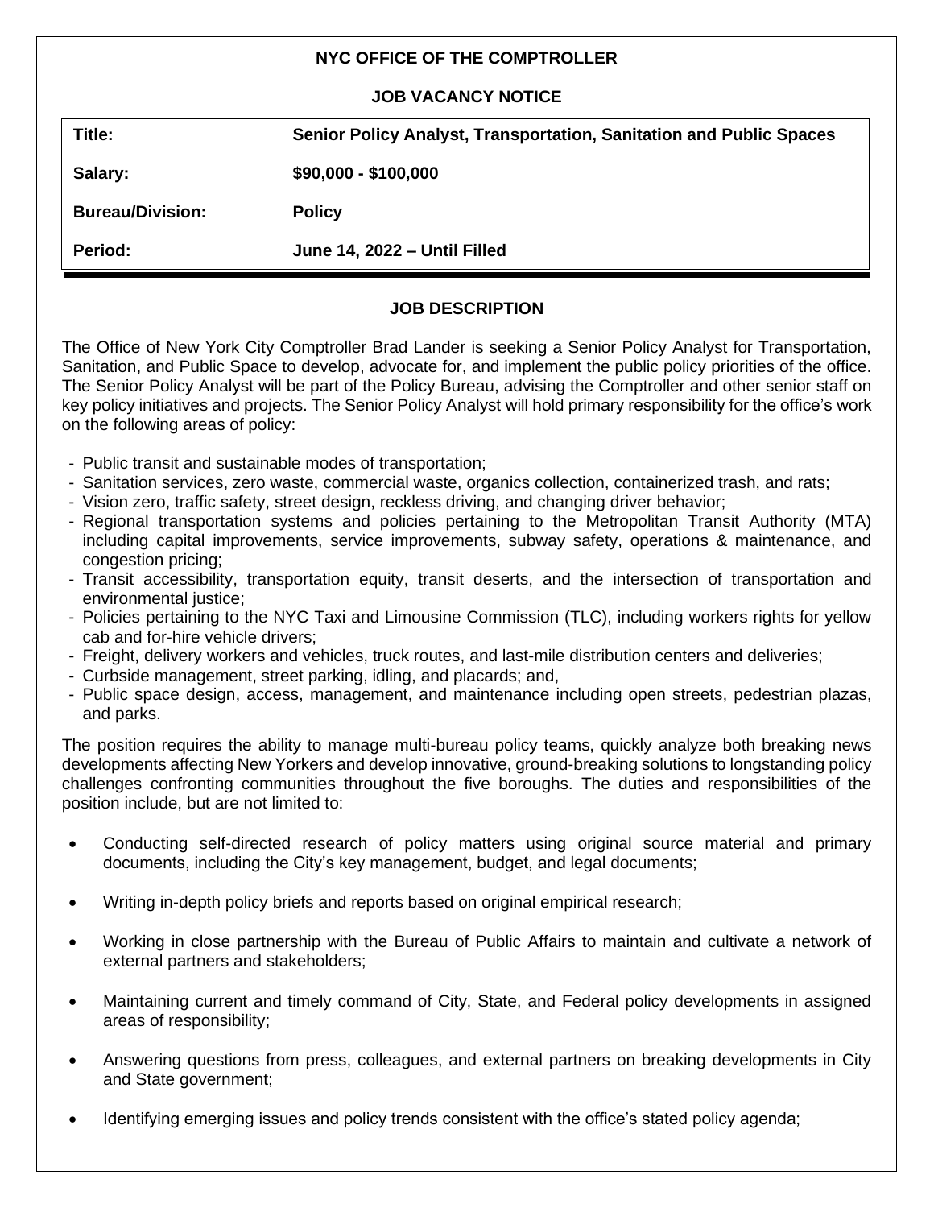**NYC OFFICE OF THE COMPTROLLER**

**JOB VACANCY NOTICE**

| | |
|---|---|
| **Title:** | **Senior Policy Analyst, Transportation, Sanitation and Public Spaces** |
| **Salary:** | **$90,000 - $100,000** |
| **Bureau/Division:** | **Policy** |
| **Period:** | **June 14, 2022 – Until Filled** |

## JOB DESCRIPTION

The Office of New York City Comptroller Brad Lander is seeking a Senior Policy Analyst for Transportation, Sanitation, and Public Space to develop, advocate for, and implement the public policy priorities of the office. The Senior Policy Analyst will be part of the Policy Bureau, advising the Comptroller and other senior staff on key policy initiatives and projects. The Senior Policy Analyst will hold primary responsibility for the office's work on the following areas of policy:

- Public transit and sustainable modes of transportation;
- Sanitation services, zero waste, commercial waste, organics collection, containerized trash, and rats;
- Vision zero, traffic safety, street design, reckless driving, and changing driver behavior;
- Regional transportation systems and policies pertaining to the Metropolitan Transit Authority (MTA) including capital improvements, service improvements, subway safety, operations & maintenance, and congestion pricing;
- Transit accessibility, transportation equity, transit deserts, and the intersection of transportation and environmental justice;
- Policies pertaining to the NYC Taxi and Limousine Commission (TLC), including workers rights for yellow cab and for-hire vehicle drivers;
- Freight, delivery workers and vehicles, truck routes, and last-mile distribution centers and deliveries;
- Curbside management, street parking, idling, and placards; and,
- Public space design, access, management, and maintenance including open streets, pedestrian plazas, and parks.

The position requires the ability to manage multi-bureau policy teams, quickly analyze both breaking news developments affecting New Yorkers and develop innovative, ground-breaking solutions to longstanding policy challenges confronting communities throughout the five boroughs. The duties and responsibilities of the position include, but are not limited to:

- Conducting self-directed research of policy matters using original source material and primary documents, including the City's key management, budget, and legal documents;
- Writing in-depth policy briefs and reports based on original empirical research;
- Working in close partnership with the Bureau of Public Affairs to maintain and cultivate a network of external partners and stakeholders;
- Maintaining current and timely command of City, State, and Federal policy developments in assigned areas of responsibility;
- Answering questions from press, colleagues, and external partners on breaking developments in City and State government;
- Identifying emerging issues and policy trends consistent with the office's stated policy agenda;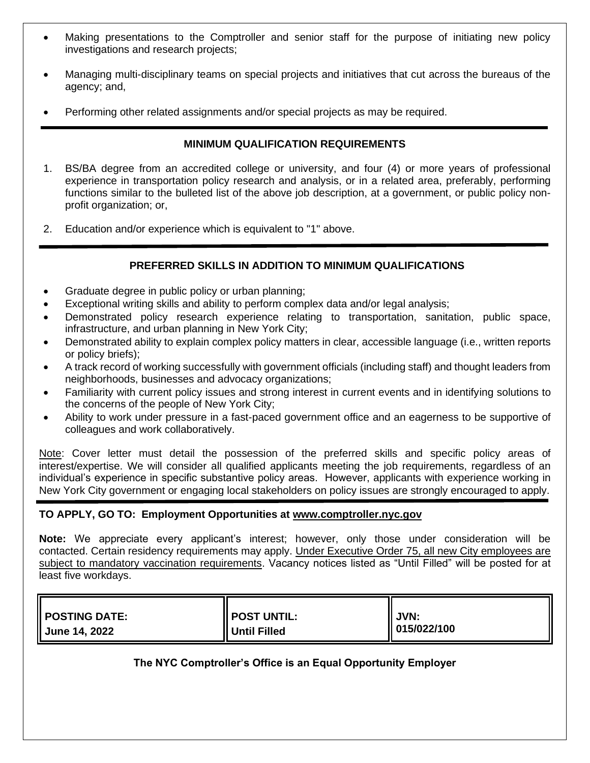- Making presentations to the Comptroller and senior staff for the purpose of initiating new policy investigations and research projects;
- Managing multi-disciplinary teams on special projects and initiatives that cut across the bureaus of the agency; and,
- Performing other related assignments and/or special projects as may be required.

## MINIMUM QUALIFICATION REQUIREMENTS

1. BS/BA degree from an accredited college or university, and four (4) or more years of professional experience in transportation policy research and analysis, or in a related area, preferably, performing functions similar to the bulleted list of the above job description, at a government, or public policy non-profit organization; or,
2. Education and/or experience which is equivalent to "1" above.

## PREFERRED SKILLS IN ADDITION TO MINIMUM QUALIFICATIONS

- Graduate degree in public policy or urban planning;
- Exceptional writing skills and ability to perform complex data and/or legal analysis;
- Demonstrated policy research experience relating to transportation, sanitation, public space, infrastructure, and urban planning in New York City;
- Demonstrated ability to explain complex policy matters in clear, accessible language (i.e., written reports or policy briefs);
- A track record of working successfully with government officials (including staff) and thought leaders from neighborhoods, businesses and advocacy organizations;
- Familiarity with current policy issues and strong interest in current events and in identifying solutions to the concerns of the people of New York City;
- Ability to work under pressure in a fast-paced government office and an eagerness to be supportive of colleagues and work collaboratively.

Note: Cover letter must detail the possession of the preferred skills and specific policy areas of interest/expertise. We will consider all qualified applicants meeting the job requirements, regardless of an individual's experience in specific substantive policy areas. However, applicants with experience working in New York City government or engaging local stakeholders on policy issues are strongly encouraged to apply.

**TO APPLY, GO TO: Employment Opportunities at www.comptroller.nyc.gov**

**Note:** We appreciate every applicant's interest; however, only those under consideration will be contacted. Certain residency requirements may apply. Under Executive Order 75, all new City employees are subject to mandatory vaccination requirements. Vacancy notices listed as "Until Filled" will be posted for at least five workdays.

| | | |
|---|---|---|
| **POSTING DATE:** **June 14, 2022** | **POST UNTIL:** **Until Filled** | **JVN:** **015/022/100** |

**The NYC Comptroller's Office is an Equal Opportunity Employer**